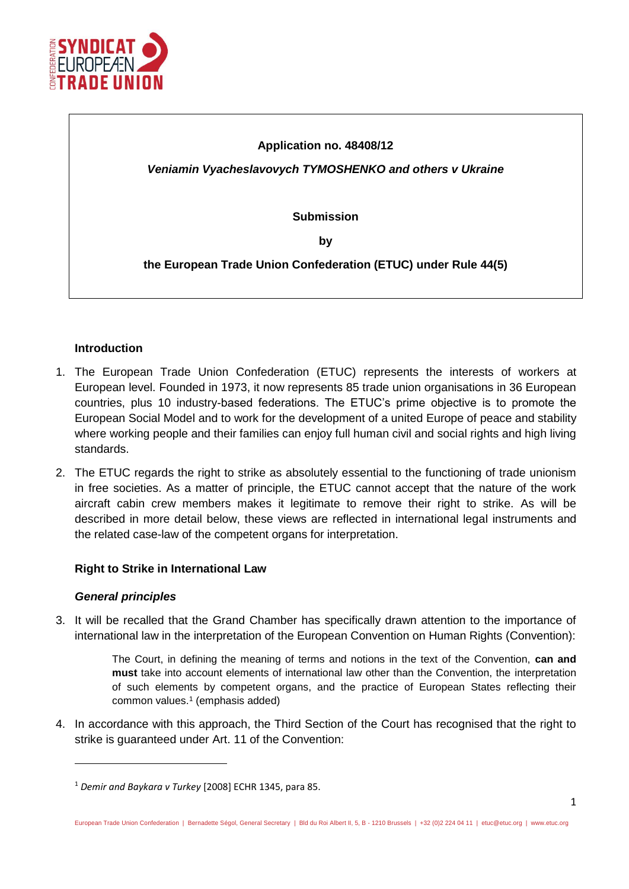**Application no. 48408/12**

***Veniamin Vyacheslavovych TYMOSHENKO and others v Ukraine***

**Submission**

**by**

**the European Trade Union Confederation (ETUC) under Rule 44(5)**

## Introduction

1. The European Trade Union Confederation (ETUC) represents the interests of workers at European level. Founded in 1973, it now represents 85 trade union organisations in 36 European countries, plus 10 industry-based federations. The ETUC's prime objective is to promote the European Social Model and to work for the development of a united Europe of peace and stability where working people and their families can enjoy full human civil and social rights and high living standards.

2. The ETUC regards the right to strike as absolutely essential to the functioning of trade unionism in free societies. As a matter of principle, the ETUC cannot accept that the nature of the work aircraft cabin crew members makes it legitimate to remove their right to strike. As will be described in more detail below, these views are reflected in international legal instruments and the related case-law of the competent organs for interpretation.

## Right to Strike in International Law

### *General principles*

3. It will be recalled that the Grand Chamber has specifically drawn attention to the importance of international law in the interpretation of the European Convention on Human Rights (Convention):

> The Court, in defining the meaning of terms and notions in the text of the Convention, **can and must** take into account elements of international law other than the Convention, the interpretation of such elements by competent organs, and the practice of European States reflecting their common values.[1] (emphasis added)

4. In accordance with this approach, the Third Section of the Court has recognised that the right to strike is guaranteed under Art. 11 of the Convention:

---

[1] *Demir and Baykara v Turkey* [2008] ECHR 1345, para 85.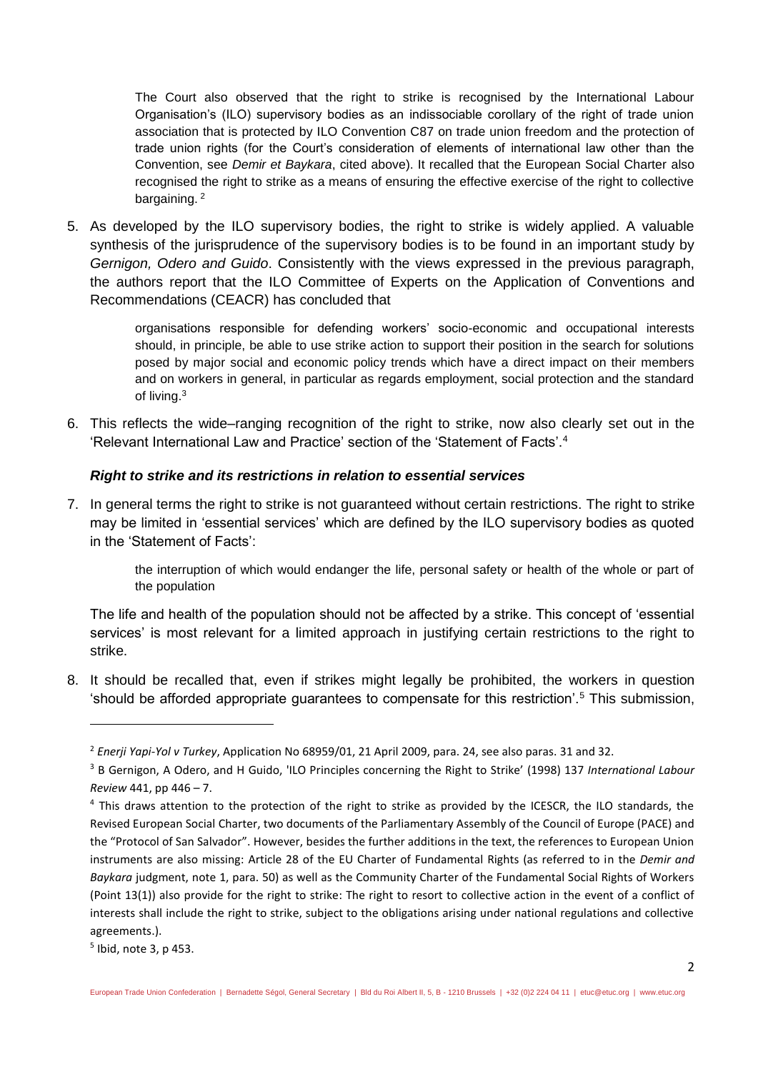> The Court also observed that the right to strike is recognised by the International Labour Organisation's (ILO) supervisory bodies as an indissociable corollary of the right of trade union association that is protected by ILO Convention C87 on trade union freedom and the protection of trade union rights (for the Court's consideration of elements of international law other than the Convention, see *Demir et Baykara*, cited above). It recalled that the European Social Charter also recognised the right to strike as a means of ensuring the effective exercise of the right to collective bargaining. [2]

5. As developed by the ILO supervisory bodies, the right to strike is widely applied. A valuable synthesis of the jurisprudence of the supervisory bodies is to be found in an important study by *Gernigon, Odero and Guido*. Consistently with the views expressed in the previous paragraph, the authors report that the ILO Committee of Experts on the Application of Conventions and Recommendations (CEACR) has concluded that

> organisations responsible for defending workers' socio-economic and occupational interests should, in principle, be able to use strike action to support their position in the search for solutions posed by major social and economic policy trends which have a direct impact on their members and on workers in general, in particular as regards employment, social protection and the standard of living.[3]

6. This reflects the wide–ranging recognition of the right to strike, now also clearly set out in the 'Relevant International Law and Practice' section of the 'Statement of Facts'.[4]

### *Right to strike and its restrictions in relation to essential services*

7. In general terms the right to strike is not guaranteed without certain restrictions. The right to strike may be limited in 'essential services' which are defined by the ILO supervisory bodies as quoted in the 'Statement of Facts':

> the interruption of which would endanger the life, personal safety or health of the whole or part of the population

The life and health of the population should not be affected by a strike. This concept of 'essential services' is most relevant for a limited approach in justifying certain restrictions to the right to strike.

8. It should be recalled that, even if strikes might legally be prohibited, the workers in question 'should be afforded appropriate guarantees to compensate for this restriction'.[5] This submission,

---

[2] *Enerji Yapi-Yol v Turkey*, Application No 68959/01, 21 April 2009, para. 24, see also paras. 31 and 32.

[3] B Gernigon, A Odero, and H Guido, 'ILO Principles concerning the Right to Strike' (1998) 137 *International Labour Review* 441, pp 446 – 7.

[4] This draws attention to the protection of the right to strike as provided by the ICESCR, the ILO standards, the Revised European Social Charter, two documents of the Parliamentary Assembly of the Council of Europe (PACE) and the "Protocol of San Salvador". However, besides the further additions in the text, the references to European Union instruments are also missing: Article 28 of the EU Charter of Fundamental Rights (as referred to in the *Demir and Baykara* judgment, note 1, para. 50) as well as the Community Charter of the Fundamental Social Rights of Workers (Point 13(1)) also provide for the right to strike: The right to resort to collective action in the event of a conflict of interests shall include the right to strike, subject to the obligations arising under national regulations and collective agreements.).

[5] Ibid, note 3, p 453.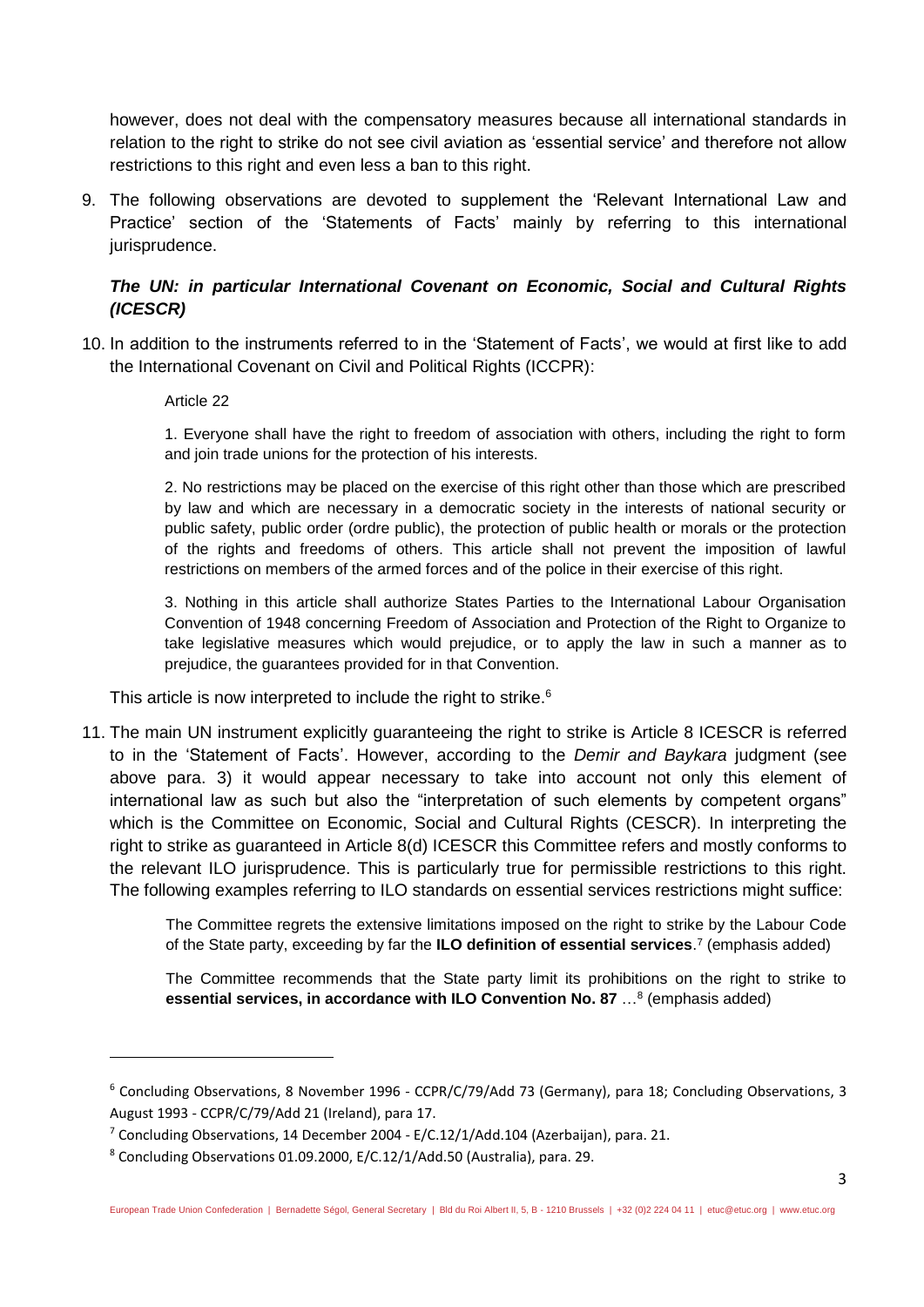however, does not deal with the compensatory measures because all international standards in relation to the right to strike do not see civil aviation as 'essential service' and therefore not allow restrictions to this right and even less a ban to this right.

9. The following observations are devoted to supplement the 'Relevant International Law and Practice' section of the 'Statements of Facts' mainly by referring to this international jurisprudence.

### *The UN: in particular International Covenant on Economic, Social and Cultural Rights (ICESCR)*

10. In addition to the instruments referred to in the 'Statement of Facts', we would at first like to add the International Covenant on Civil and Political Rights (ICCPR):

> Article 22
>
> 1. Everyone shall have the right to freedom of association with others, including the right to form and join trade unions for the protection of his interests.
>
> 2. No restrictions may be placed on the exercise of this right other than those which are prescribed by law and which are necessary in a democratic society in the interests of national security or public safety, public order (ordre public), the protection of public health or morals or the protection of the rights and freedoms of others. This article shall not prevent the imposition of lawful restrictions on members of the armed forces and of the police in their exercise of this right.
>
> 3. Nothing in this article shall authorize States Parties to the International Labour Organisation Convention of 1948 concerning Freedom of Association and Protection of the Right to Organize to take legislative measures which would prejudice, or to apply the law in such a manner as to prejudice, the guarantees provided for in that Convention.

This article is now interpreted to include the right to strike.[6]

11. The main UN instrument explicitly guaranteeing the right to strike is Article 8 ICESCR is referred to in the 'Statement of Facts'. However, according to the *Demir and Baykara* judgment (see above para. 3) it would appear necessary to take into account not only this element of international law as such but also the "interpretation of such elements by competent organs" which is the Committee on Economic, Social and Cultural Rights (CESCR). In interpreting the right to strike as guaranteed in Article 8(d) ICESCR this Committee refers and mostly conforms to the relevant ILO jurisprudence. This is particularly true for permissible restrictions to this right. The following examples referring to ILO standards on essential services restrictions might suffice:

> The Committee regrets the extensive limitations imposed on the right to strike by the Labour Code of the State party, exceeding by far the **ILO definition of essential services**.[7] (emphasis added)
>
> The Committee recommends that the State party limit its prohibitions on the right to strike to **essential services, in accordance with ILO Convention No. 87** …[8] (emphasis added)

---

[6] Concluding Observations, 8 November 1996 - CCPR/C/79/Add 73 (Germany), para 18; Concluding Observations, 3 August 1993 - CCPR/C/79/Add 21 (Ireland), para 17.

[7] Concluding Observations, 14 December 2004 - E/C.12/1/Add.104 (Azerbaijan), para. 21.

[8] Concluding Observations 01.09.2000, E/C.12/1/Add.50 (Australia), para. 29.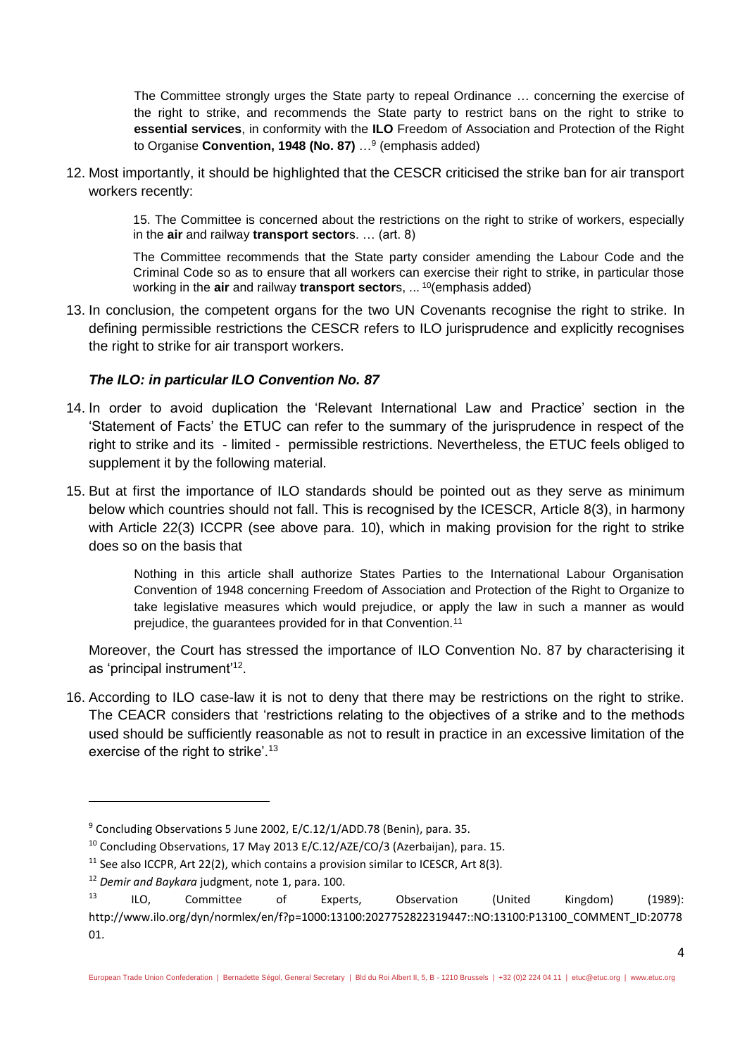> The Committee strongly urges the State party to repeal Ordinance … concerning the exercise of the right to strike, and recommends the State party to restrict bans on the right to strike to **essential services**, in conformity with the **ILO** Freedom of Association and Protection of the Right to Organise **Convention, 1948 (No. 87)** …[9] (emphasis added)

12. Most importantly, it should be highlighted that the CESCR criticised the strike ban for air transport workers recently:

> 15. The Committee is concerned about the restrictions on the right to strike of workers, especially in the **air** and railway **transport sector**s. … (art. 8)
>
> The Committee recommends that the State party consider amending the Labour Code and the Criminal Code so as to ensure that all workers can exercise their right to strike, in particular those working in the **air** and railway **transport sector**s, ... [10](emphasis added)

13. In conclusion, the competent organs for the two UN Covenants recognise the right to strike. In defining permissible restrictions the CESCR refers to ILO jurisprudence and explicitly recognises the right to strike for air transport workers.

### *The ILO: in particular ILO Convention No. 87*

14. In order to avoid duplication the 'Relevant International Law and Practice' section in the 'Statement of Facts' the ETUC can refer to the summary of the jurisprudence in respect of the right to strike and its - limited - permissible restrictions. Nevertheless, the ETUC feels obliged to supplement it by the following material.

15. But at first the importance of ILO standards should be pointed out as they serve as minimum below which countries should not fall. This is recognised by the ICESCR, Article 8(3), in harmony with Article 22(3) ICCPR (see above para. 10), which in making provision for the right to strike does so on the basis that

> Nothing in this article shall authorize States Parties to the International Labour Organisation Convention of 1948 concerning Freedom of Association and Protection of the Right to Organize to take legislative measures which would prejudice, or apply the law in such a manner as would prejudice, the guarantees provided for in that Convention.[11]

Moreover, the Court has stressed the importance of ILO Convention No. 87 by characterising it as 'principal instrument'[12].

16. According to ILO case-law it is not to deny that there may be restrictions on the right to strike. The CEACR considers that 'restrictions relating to the objectives of a strike and to the methods used should be sufficiently reasonable as not to result in practice in an excessive limitation of the exercise of the right to strike'.[13]

---

[9] Concluding Observations 5 June 2002, E/C.12/1/ADD.78 (Benin), para. 35.

[10] Concluding Observations, 17 May 2013 E/C.12/AZE/CO/3 (Azerbaijan), para. 15.

[11] See also ICCPR, Art 22(2), which contains a provision similar to ICESCR, Art 8(3).

[12] *Demir and Baykara* judgment, note 1, para. 100.

[13] ILO, Committee of Experts, Observation (United Kingdom) (1989): http://www.ilo.org/dyn/normlex/en/f?p=1000:13100:2027752822319447::NO:13100:P13100_COMMENT_ID:2077801.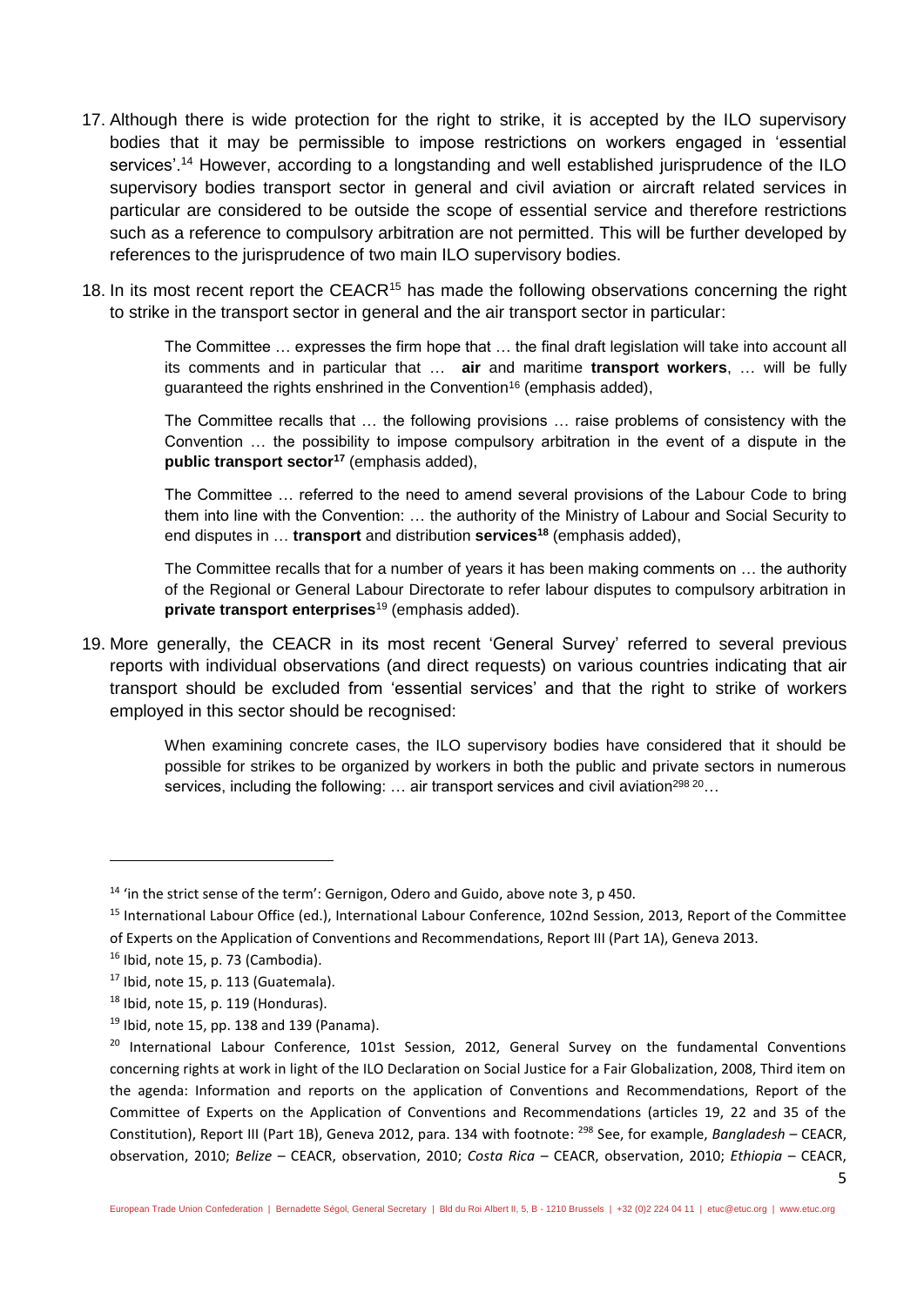17. Although there is wide protection for the right to strike, it is accepted by the ILO supervisory bodies that it may be permissible to impose restrictions on workers engaged in 'essential services'.[14] However, according to a longstanding and well established jurisprudence of the ILO supervisory bodies transport sector in general and civil aviation or aircraft related services in particular are considered to be outside the scope of essential service and therefore restrictions such as a reference to compulsory arbitration are not permitted. This will be further developed by references to the jurisprudence of two main ILO supervisory bodies.

18. In its most recent report the CEACR[15] has made the following observations concerning the right to strike in the transport sector in general and the air transport sector in particular:

> The Committee … expresses the firm hope that … the final draft legislation will take into account all its comments and in particular that … **air** and maritime **transport workers**, … will be fully guaranteed the rights enshrined in the Convention[16] (emphasis added),
>
> The Committee recalls that … the following provisions … raise problems of consistency with the Convention … the possibility to impose compulsory arbitration in the event of a dispute in the **public transport sector**[17] (emphasis added),
>
> The Committee … referred to the need to amend several provisions of the Labour Code to bring them into line with the Convention: … the authority of the Ministry of Labour and Social Security to end disputes in … **transport** and distribution **services**[18] (emphasis added),
>
> The Committee recalls that for a number of years it has been making comments on … the authority of the Regional or General Labour Directorate to refer labour disputes to compulsory arbitration in **private transport enterprises**[19] (emphasis added).

19. More generally, the CEACR in its most recent 'General Survey' referred to several previous reports with individual observations (and direct requests) on various countries indicating that air transport should be excluded from 'essential services' and that the right to strike of workers employed in this sector should be recognised:

> When examining concrete cases, the ILO supervisory bodies have considered that it should be possible for strikes to be organized by workers in both the public and private sectors in numerous services, including the following: … air transport services and civil aviation[298] [20]…

---

[14] 'in the strict sense of the term': Gernigon, Odero and Guido, above note 3, p 450.

[15] International Labour Office (ed.), International Labour Conference, 102nd Session, 2013, Report of the Committee of Experts on the Application of Conventions and Recommendations, Report III (Part 1A), Geneva 2013.

[16] Ibid, note 15, p. 73 (Cambodia).

[17] Ibid, note 15, p. 113 (Guatemala).

[18] Ibid, note 15, p. 119 (Honduras).

[19] Ibid, note 15, pp. 138 and 139 (Panama).

[20] International Labour Conference, 101st Session, 2012, General Survey on the fundamental Conventions concerning rights at work in light of the ILO Declaration on Social Justice for a Fair Globalization, 2008, Third item on the agenda: Information and reports on the application of Conventions and Recommendations, Report of the Committee of Experts on the Application of Conventions and Recommendations (articles 19, 22 and 35 of the Constitution), Report III (Part 1B), Geneva 2012, para. 134 with footnote: [298] See, for example, *Bangladesh* – CEACR, observation, 2010; *Belize* – CEACR, observation, 2010; *Costa Rica* – CEACR, observation, 2010; *Ethiopia* – CEACR,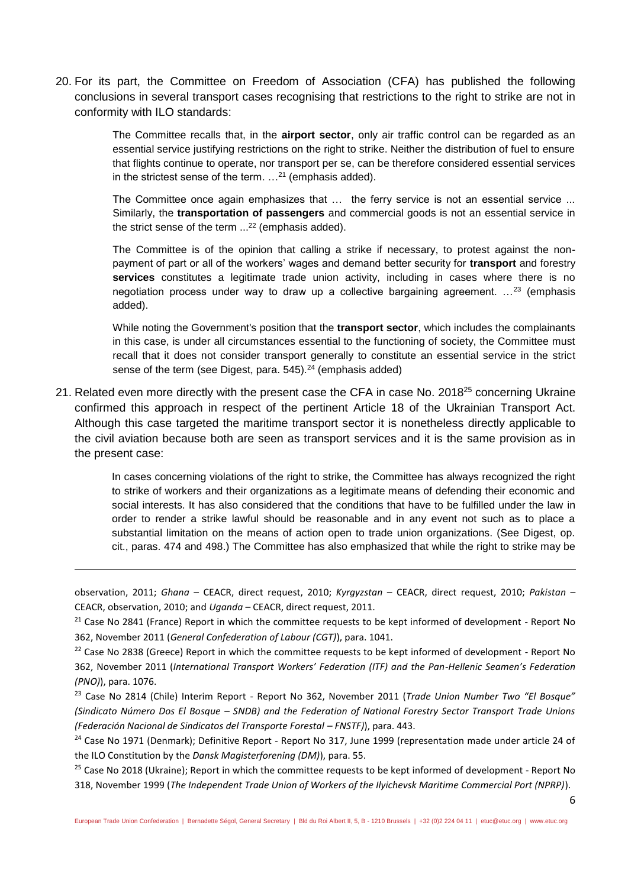20. For its part, the Committee on Freedom of Association (CFA) has published the following conclusions in several transport cases recognising that restrictions to the right to strike are not in conformity with ILO standards:

> The Committee recalls that, in the **airport sector**, only air traffic control can be regarded as an essential service justifying restrictions on the right to strike. Neither the distribution of fuel to ensure that flights continue to operate, nor transport per se, can be therefore considered essential services in the strictest sense of the term. …[21] (emphasis added).
>
> The Committee once again emphasizes that … the ferry service is not an essential service ... Similarly, the **transportation of passengers** and commercial goods is not an essential service in the strict sense of the term ...[22] (emphasis added).
>
> The Committee is of the opinion that calling a strike if necessary, to protest against the non-payment of part or all of the workers' wages and demand better security for **transport** and forestry **services** constitutes a legitimate trade union activity, including in cases where there is no negotiation process under way to draw up a collective bargaining agreement. …[23] (emphasis added).
>
> While noting the Government's position that the **transport sector**, which includes the complainants in this case, is under all circumstances essential to the functioning of society, the Committee must recall that it does not consider transport generally to constitute an essential service in the strict sense of the term (see Digest, para. 545).[24] (emphasis added)

21. Related even more directly with the present case the CFA in case No. 2018[25] concerning Ukraine confirmed this approach in respect of the pertinent Article 18 of the Ukrainian Transport Act. Although this case targeted the maritime transport sector it is nonetheless directly applicable to the civil aviation because both are seen as transport services and it is the same provision as in the present case:

> In cases concerning violations of the right to strike, the Committee has always recognized the right to strike of workers and their organizations as a legitimate means of defending their economic and social interests. It has also considered that the conditions that have to be fulfilled under the law in order to render a strike lawful should be reasonable and in any event not such as to place a substantial limitation on the means of action open to trade union organizations. (See Digest, op. cit., paras. 474 and 498.) The Committee has also emphasized that while the right to strike may be

---

observation, 2011; *Ghana* – CEACR, direct request, 2010; *Kyrgyzstan* – CEACR, direct request, 2010; *Pakistan* – CEACR, observation, 2010; and *Uganda* – CEACR, direct request, 2011.

[21] Case No 2841 (France) Report in which the committee requests to be kept informed of development - Report No 362, November 2011 (*General Confederation of Labour (CGT)*), para. 1041.

[22] Case No 2838 (Greece) Report in which the committee requests to be kept informed of development - Report No 362, November 2011 (*International Transport Workers' Federation (ITF) and the Pan-Hellenic Seamen's Federation (PNO)*), para. 1076.

[23] Case No 2814 (Chile) Interim Report - Report No 362, November 2011 (*Trade Union Number Two "El Bosque" (Sindicato Número Dos El Bosque – SNDB) and the Federation of National Forestry Sector Transport Trade Unions (Federación Nacional de Sindicatos del Transporte Forestal – FNSTF)*), para. 443.

[24] Case No 1971 (Denmark); Definitive Report - Report No 317, June 1999 (representation made under article 24 of the ILO Constitution by the *Dansk Magisterforening (DM)*), para. 55.

[25] Case No 2018 (Ukraine); Report in which the committee requests to be kept informed of development - Report No 318, November 1999 (*The Independent Trade Union of Workers of the Ilyichevsk Maritime Commercial Port (NPRP)*).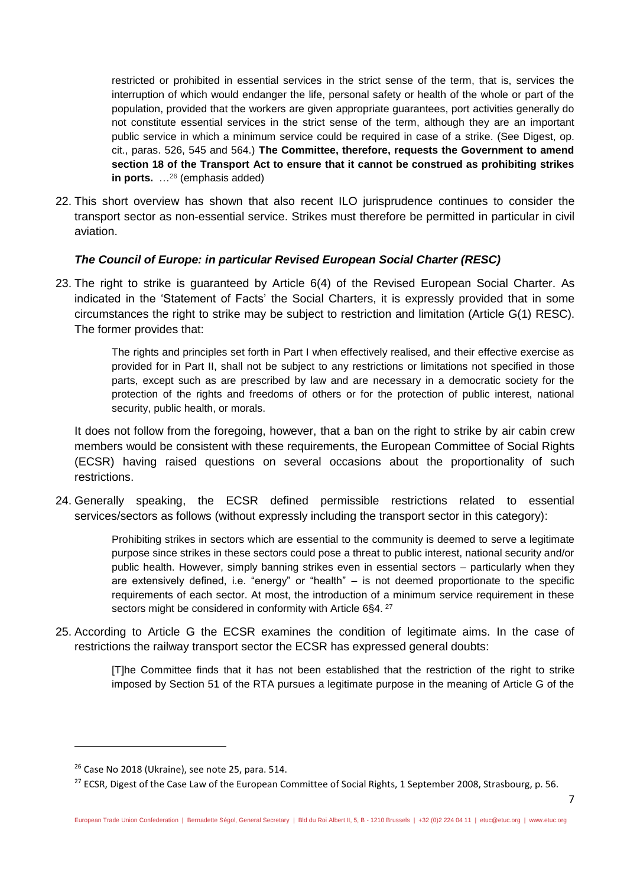restricted or prohibited in essential services in the strict sense of the term, that is, services the interruption of which would endanger the life, personal safety or health of the whole or part of the population, provided that the workers are given appropriate guarantees, port activities generally do not constitute essential services in the strict sense of the term, although they are an important public service in which a minimum service could be required in case of a strike. (See Digest, op. cit., paras. 526, 545 and 564.) **The Committee, therefore, requests the Government to amend section 18 of the Transport Act to ensure that it cannot be construed as prohibiting strikes in ports.** …[26] (emphasis added)

22. This short overview has shown that also recent ILO jurisprudence continues to consider the transport sector as non-essential service. Strikes must therefore be permitted in particular in civil aviation.

### *The Council of Europe: in particular Revised European Social Charter (RESC)*

23. The right to strike is guaranteed by Article 6(4) of the Revised European Social Charter. As indicated in the 'Statement of Facts' the Social Charters, it is expressly provided that in some circumstances the right to strike may be subject to restriction and limitation (Article G(1) RESC). The former provides that:

    > The rights and principles set forth in Part I when effectively realised, and their effective exercise as provided for in Part II, shall not be subject to any restrictions or limitations not specified in those parts, except such as are prescribed by law and are necessary in a democratic society for the protection of the rights and freedoms of others or for the protection of public interest, national security, public health, or morals.

    It does not follow from the foregoing, however, that a ban on the right to strike by air cabin crew members would be consistent with these requirements, the European Committee of Social Rights (ECSR) having raised questions on several occasions about the proportionality of such restrictions.

24. Generally speaking, the ECSR defined permissible restrictions related to essential services/sectors as follows (without expressly including the transport sector in this category):

    > Prohibiting strikes in sectors which are essential to the community is deemed to serve a legitimate purpose since strikes in these sectors could pose a threat to public interest, national security and/or public health. However, simply banning strikes even in essential sectors – particularly when they are extensively defined, i.e. "energy" or "health" – is not deemed proportionate to the specific requirements of each sector. At most, the introduction of a minimum service requirement in these sectors might be considered in conformity with Article 6§4. [27]

25. According to Article G the ECSR examines the condition of legitimate aims. In the case of restrictions the railway transport sector the ECSR has expressed general doubts:

    > [T]he Committee finds that it has not been established that the restriction of the right to strike imposed by Section 51 of the RTA pursues a legitimate purpose in the meaning of Article G of the

---

[26] Case No 2018 (Ukraine), see note 25, para. 514.

[27] ECSR, Digest of the Case Law of the European Committee of Social Rights, 1 September 2008, Strasbourg, p. 56.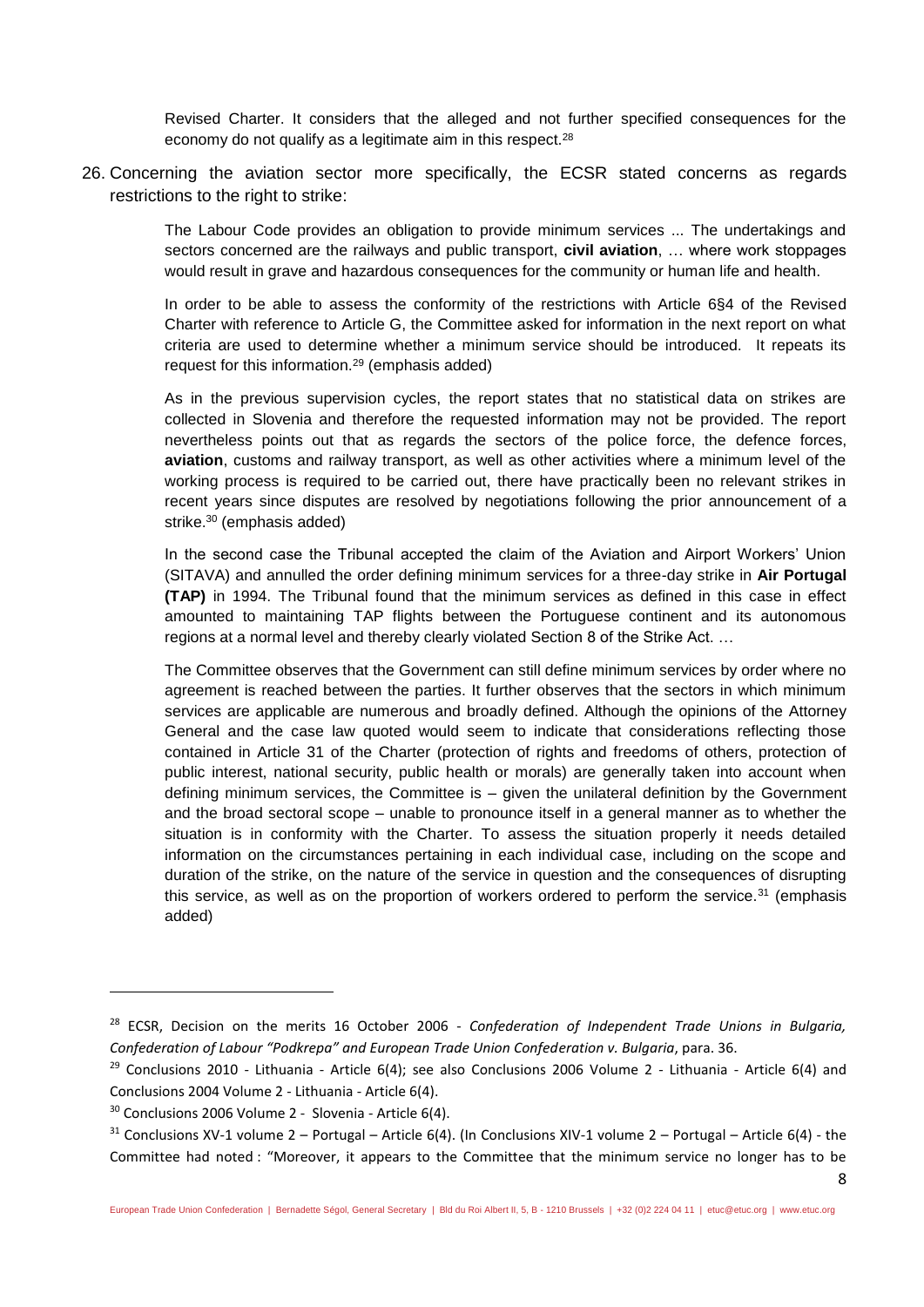Revised Charter. It considers that the alleged and not further specified consequences for the economy do not qualify as a legitimate aim in this respect.[28]

26. Concerning the aviation sector more specifically, the ECSR stated concerns as regards restrictions to the right to strike:

> The Labour Code provides an obligation to provide minimum services ... The undertakings and sectors concerned are the railways and public transport, **civil aviation**, … where work stoppages would result in grave and hazardous consequences for the community or human life and health.
>
> In order to be able to assess the conformity of the restrictions with Article 6§4 of the Revised Charter with reference to Article G, the Committee asked for information in the next report on what criteria are used to determine whether a minimum service should be introduced. It repeats its request for this information.[29] (emphasis added)
>
> As in the previous supervision cycles, the report states that no statistical data on strikes are collected in Slovenia and therefore the requested information may not be provided. The report nevertheless points out that as regards the sectors of the police force, the defence forces, **aviation**, customs and railway transport, as well as other activities where a minimum level of the working process is required to be carried out, there have practically been no relevant strikes in recent years since disputes are resolved by negotiations following the prior announcement of a strike.[30] (emphasis added)
>
> In the second case the Tribunal accepted the claim of the Aviation and Airport Workers' Union (SITAVA) and annulled the order defining minimum services for a three-day strike in **Air Portugal (TAP)** in 1994. The Tribunal found that the minimum services as defined in this case in effect amounted to maintaining TAP flights between the Portuguese continent and its autonomous regions at a normal level and thereby clearly violated Section 8 of the Strike Act. …
>
> The Committee observes that the Government can still define minimum services by order where no agreement is reached between the parties. It further observes that the sectors in which minimum services are applicable are numerous and broadly defined. Although the opinions of the Attorney General and the case law quoted would seem to indicate that considerations reflecting those contained in Article 31 of the Charter (protection of rights and freedoms of others, protection of public interest, national security, public health or morals) are generally taken into account when defining minimum services, the Committee is – given the unilateral definition by the Government and the broad sectoral scope – unable to pronounce itself in a general manner as to whether the situation is in conformity with the Charter. To assess the situation properly it needs detailed information on the circumstances pertaining in each individual case, including on the scope and duration of the strike, on the nature of the service in question and the consequences of disrupting this service, as well as on the proportion of workers ordered to perform the service.[31] (emphasis added)

---

[28] ECSR, Decision on the merits 16 October 2006 - *Confederation of Independent Trade Unions in Bulgaria, Confederation of Labour "Podkrepa" and European Trade Union Confederation v. Bulgaria*, para. 36.

[29] Conclusions 2010 - Lithuania - Article 6(4); see also Conclusions 2006 Volume 2 - Lithuania - Article 6(4) and Conclusions 2004 Volume 2 - Lithuania - Article 6(4).

[30] Conclusions 2006 Volume 2 - Slovenia - Article 6(4).

[31] Conclusions XV-1 volume 2 – Portugal – Article 6(4). (In Conclusions XIV-1 volume 2 – Portugal – Article 6(4) - the Committee had noted : "Moreover, it appears to the Committee that the minimum service no longer has to be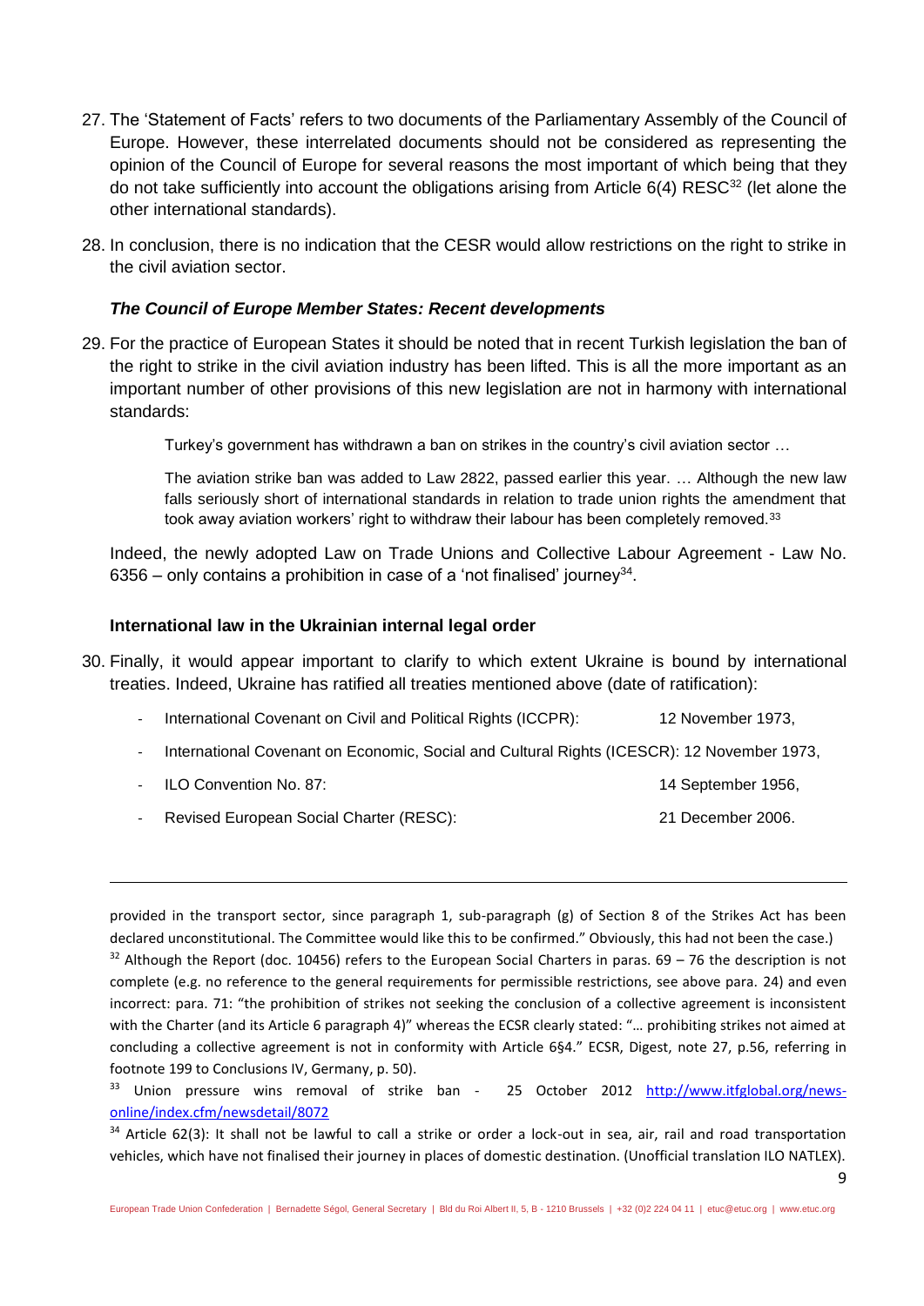27. The 'Statement of Facts' refers to two documents of the Parliamentary Assembly of the Council of Europe. However, these interrelated documents should not be considered as representing the opinion of the Council of Europe for several reasons the most important of which being that they do not take sufficiently into account the obligations arising from Article 6(4) RESC[32] (let alone the other international standards).

28. In conclusion, there is no indication that the CESR would allow restrictions on the right to strike in the civil aviation sector.

### *The Council of Europe Member States: Recent developments*

29. For the practice of European States it should be noted that in recent Turkish legislation the ban of the right to strike in the civil aviation industry has been lifted. This is all the more important as an important number of other provisions of this new legislation are not in harmony with international standards:

> Turkey's government has withdrawn a ban on strikes in the country's civil aviation sector …
>
> The aviation strike ban was added to Law 2822, passed earlier this year. … Although the new law falls seriously short of international standards in relation to trade union rights the amendment that took away aviation workers' right to withdraw their labour has been completely removed.[33]

Indeed, the newly adopted Law on Trade Unions and Collective Labour Agreement - Law No. 6356 – only contains a prohibition in case of a 'not finalised' journey[34].

### International law in the Ukrainian internal legal order

30. Finally, it would appear important to clarify to which extent Ukraine is bound by international treaties. Indeed, Ukraine has ratified all treaties mentioned above (date of ratification):

- International Covenant on Civil and Political Rights (ICCPR): 12 November 1973,
- International Covenant on Economic, Social and Cultural Rights (ICESCR): 12 November 1973,
- ILO Convention No. 87: 14 September 1956,
- Revised European Social Charter (RESC): 21 December 2006.

---

provided in the transport sector, since paragraph 1, sub-paragraph (g) of Section 8 of the Strikes Act has been declared unconstitutional. The Committee would like this to be confirmed." Obviously, this had not been the case.)

[32] Although the Report (doc. 10456) refers to the European Social Charters in paras. 69 – 76 the description is not complete (e.g. no reference to the general requirements for permissible restrictions, see above para. 24) and even incorrect: para. 71: "the prohibition of strikes not seeking the conclusion of a collective agreement is inconsistent with the Charter (and its Article 6 paragraph 4)" whereas the ECSR clearly stated: "… prohibiting strikes not aimed at concluding a collective agreement is not in conformity with Article 6§4." ECSR, Digest, note 27, p.56, referring in footnote 199 to Conclusions IV, Germany, p. 50).

[33] Union pressure wins removal of strike ban - 25 October 2012 http://www.itfglobal.org/news-online/index.cfm/newsdetail/8072

[34] Article 62(3): It shall not be lawful to call a strike or order a lock-out in sea, air, rail and road transportation vehicles, which have not finalised their journey in places of domestic destination. (Unofficial translation ILO NATLEX).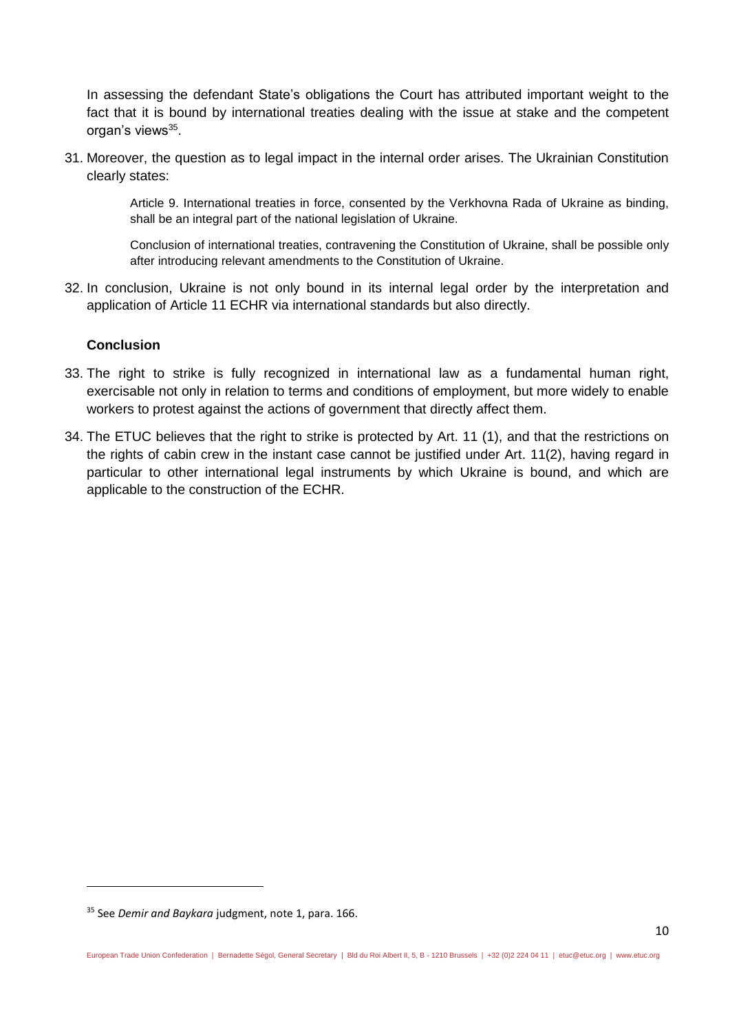In assessing the defendant State's obligations the Court has attributed important weight to the fact that it is bound by international treaties dealing with the issue at stake and the competent organ's views[35].

31. Moreover, the question as to legal impact in the internal order arises. The Ukrainian Constitution clearly states:

> Article 9. International treaties in force, consented by the Verkhovna Rada of Ukraine as binding, shall be an integral part of the national legislation of Ukraine.
>
> Conclusion of international treaties, contravening the Constitution of Ukraine, shall be possible only after introducing relevant amendments to the Constitution of Ukraine.

32. In conclusion, Ukraine is not only bound in its internal legal order by the interpretation and application of Article 11 ECHR via international standards but also directly.

### Conclusion

33. The right to strike is fully recognized in international law as a fundamental human right, exercisable not only in relation to terms and conditions of employment, but more widely to enable workers to protest against the actions of government that directly affect them.

34. The ETUC believes that the right to strike is protected by Art. 11 (1), and that the restrictions on the rights of cabin crew in the instant case cannot be justified under Art. 11(2), having regard in particular to other international legal instruments by which Ukraine is bound, and which are applicable to the construction of the ECHR.

---

[35] See *Demir and Baykara* judgment, note 1, para. 166.